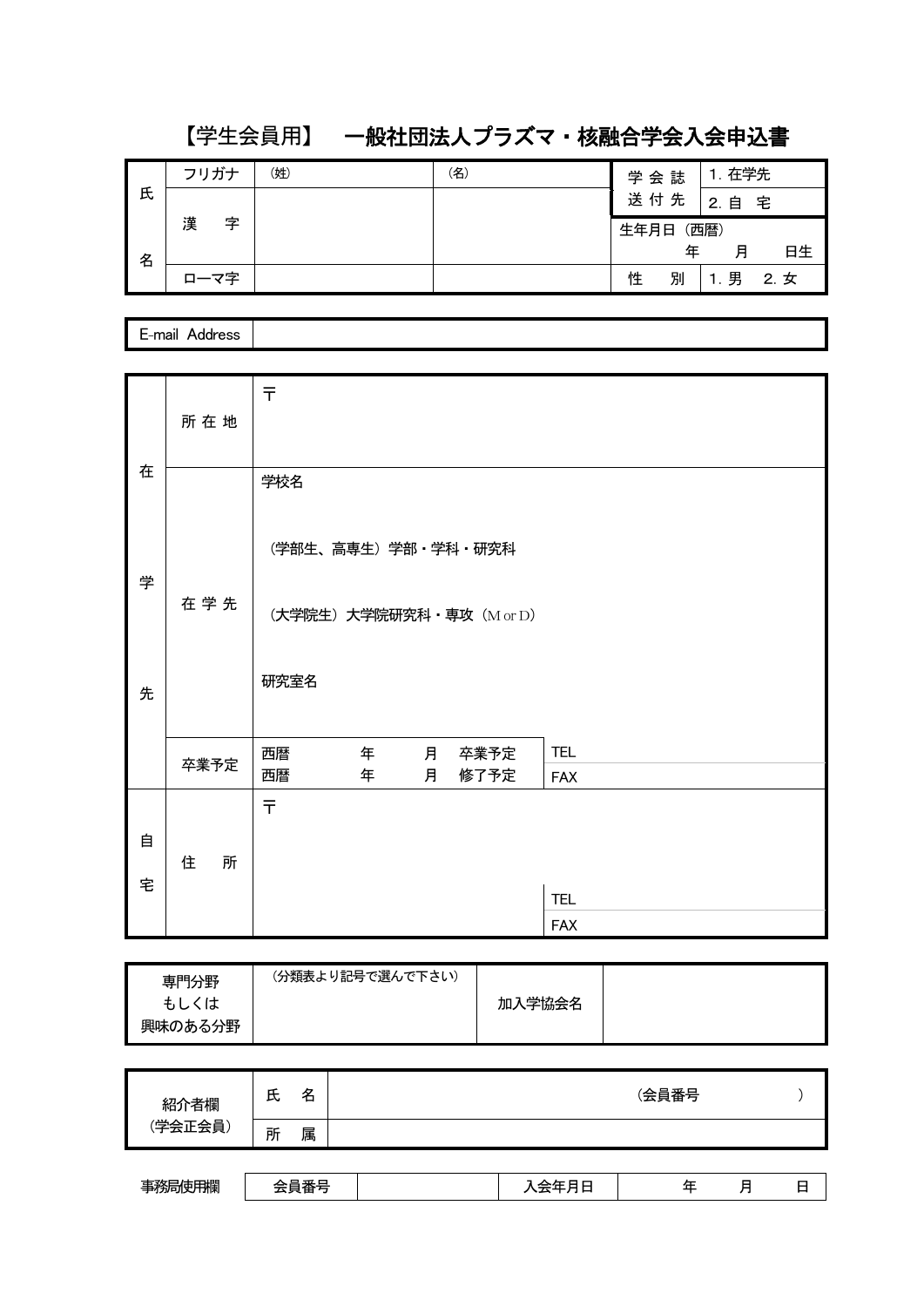# 【学生会員用】　一般社団法人プラズマ・核融合学会入会申込書

| 氏名 | フリガナ | (姓) | (名) | 学会誌送付先 | 1. 在学先 |
|---|---|---|---|---|---|
| | | | | | 2. 自　宅 |
| | 漢　字 | | | 生年月日（西暦） | 年　月　日生 |
| | ローマ字 | | | 性　別 | 1. 男　2. 女 |

| E-mail Address | |
|---|---|

| | | | |
|---|---|---|---|
| 在学先 | 所在地 | 〒 | |
| | 在学先 | 学校名<br><br>（学部生、高専生）学部・学科・研究科<br><br>（大学院生）大学院研究科・専攻（M or D）<br><br>研究室名 | |
| | 卒業予定 | 西暦　年　月　卒業予定<br>西暦　年　月　修了予定 | TEL<br>FAX |
| 自宅 | 住　所 | 〒 | TEL<br>FAX |

| 専門分野<br>もしくは<br>興味のある分野 | （分類表より記号で選んで下さい） | 加入学協会名 | |
|---|---|---|---|

| 紹介者欄<br>（学会正会員） | 氏　名 | （会員番号　　　） |
|---|---|---|
| | 所　属 | |

| 事務局使用欄 | 会員番号 | | 入会年月日 | 年　月　日 |
|---|---|---|---|---|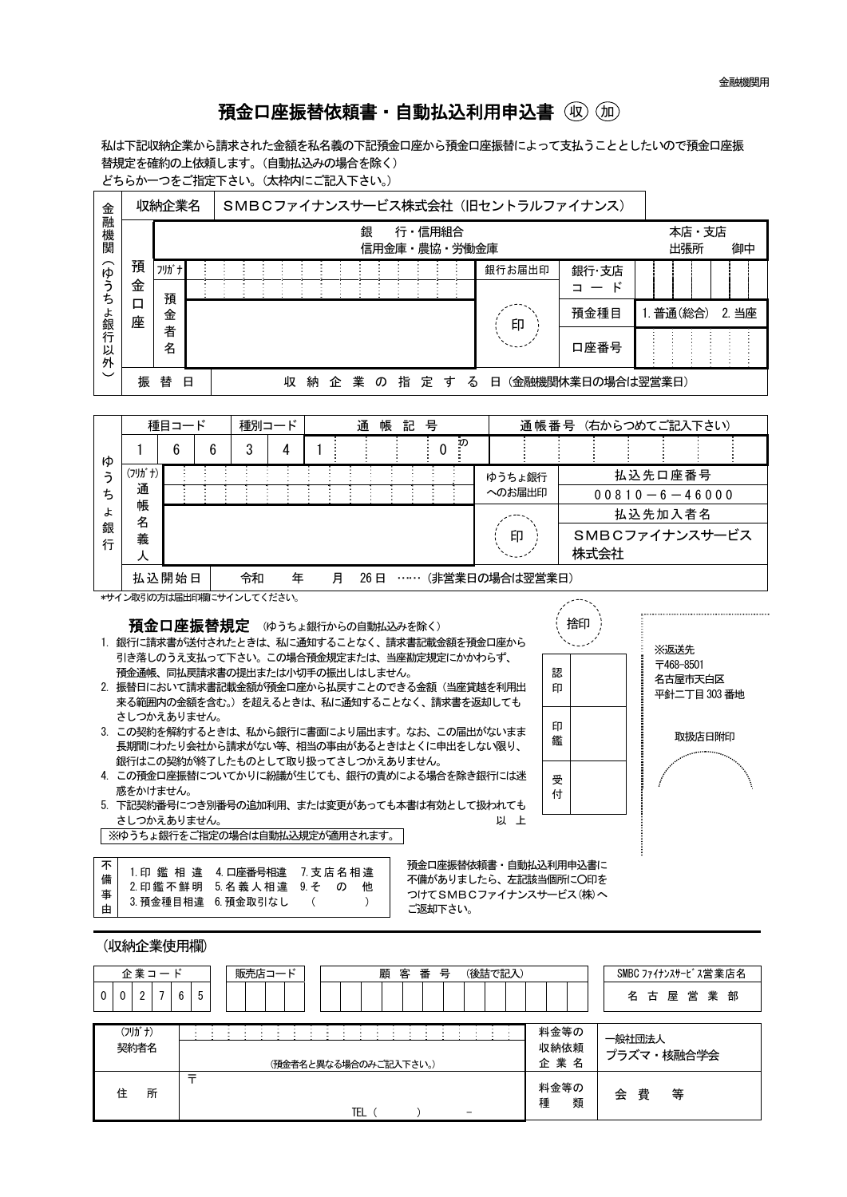金融機関用

# 預金口座振替依頼書・自動払込利用申込書 ㊗ ㊷

私は下記収納企業から請求された金額を私名義の下記預金口座から預金口座振替によって支払うこととしたいので預金口座振替規定を確約の上依頼します。(自動払込みの場合を除く)
どちらか一つをご指定下さい。(太枠内にご記入下さい。)

| 金融機関(ゆうちょ銀行以外) | 収納企業名 | SMBCファイナンスサービス株式会社(旧セントラルファイナンス) | | | |
|---|---|---|---|---|---|
| | 預金口座 | 銀　行・信用組合<br>信用金庫・農協・労働金庫 | | | 本店・支店<br>出張所　御中 |
| | フリガナ | | 銀行お届出印 | 銀行･支店コード | |
| | 預金者名 | | 印 | 預金種目 | 1. 普通(総合)　2. 当座 |
| | | | | 口座番号 | |
| | 振替日 | 収納企業の指定する日(金融機関休業日の場合は翌営業日) | | | |

| ゆうちょ銀行 | 種目コード | 種別コード | 通帳記号 | 通帳番号(右からつめてご記入下さい) |
|---|---|---|---|---|
| | 1 6 6 | 3 4 | 1 　　　0 | |
| | (フリガナ) 通帳名義人 | | ゆうちょ銀行へのお届出印 | 払込先口座番号<br>00810－6－46000 |
| | | | 印 | 払込先加入者名<br>SMBCファイナンスサービス株式会社 |
| | 払込開始日 | 令和　年　月　26日 ……(非営業日の場合は翌営業日) | | |

*サイン取引の方は届出印欄にサインしてください。

捨印

## 預金口座振替規定 (ゆうちょ銀行からの自動払込みを除く)

1. 銀行に請求書が送付されたときは、私に通知することなく、請求書記載金額を預金口座から引き落しのうえ支払って下さい。この場合預金規定または、当座勘定規定にかかわらず、預金通帳、同払戻請求書の提出または小切手の振出しはしません。
2. 振替日において請求書記載金額が預金口座から払戻すことのできる金額(当座貸越を利用出来る範囲内の金額を含む。)を超えるときは、私に通知することなく、請求書を返却してもさしつかえありません。
3. この契約を解約するときは、私から銀行に書面により届出ます。なお、この届出がないまま長期間にわたり会社から請求がない等、相当の事由があるときはとくに申出をしない限り、銀行はこの契約が終了したものとして取り扱ってさしつかえありません。
4. この預金口座振替についてかりに紛議が生じても、銀行の責めによる場合を除き銀行には迷惑をかけません。
5. 下記契約番号につき別番号の追加利用、または変更があっても本書は有効として扱われてもさしつかえありません。

以　上

※ゆうちょ銀行をご指定の場合は自動払込規定が適用されます。

| 認印 | |
|---|---|
| 印鑑 | |
| 受付 | |

※返送先
〒468-8501
名古屋市天白区
平針二丁目 303 番地

取扱店日附印

| 不備事由 | 1. 印鑑相違 | 4. 口座番号相違 | 7. 支店名相違 |
|---|---|---|---|
| | 2. 印鑑不鮮明 | 5. 名義人相違 | 9. そ　の　他 |
| | 3. 預金種目相違 | 6. 預金取引なし | (　　　) |

預金口座振替依頼書・自動払込利用申込書に不備がありましたら、左記該当個所に○印をつけてSMBCファイナンスサービス(株)へご返却下さい。

(収納企業使用欄)

| 企業コード | 販売店コード | 顧客番号(後詰で記入) | SMBC ファイナンスサービス営業店名 |
|---|---|---|---|
| 0 0 2 7 6 5 | | | 名古屋営業部 |

| (フリガナ)<br>契約者名 | (預金者名と異なる場合のみご記入下さい。) | 料金等の収納依頼企業名 | 一般社団法人<br>プラズマ・核融合学会 |
|---|---|---|---|
| 住　所 | 〒<br>TEL(　　　)　　－ | 料金等の種類 | 会費等 |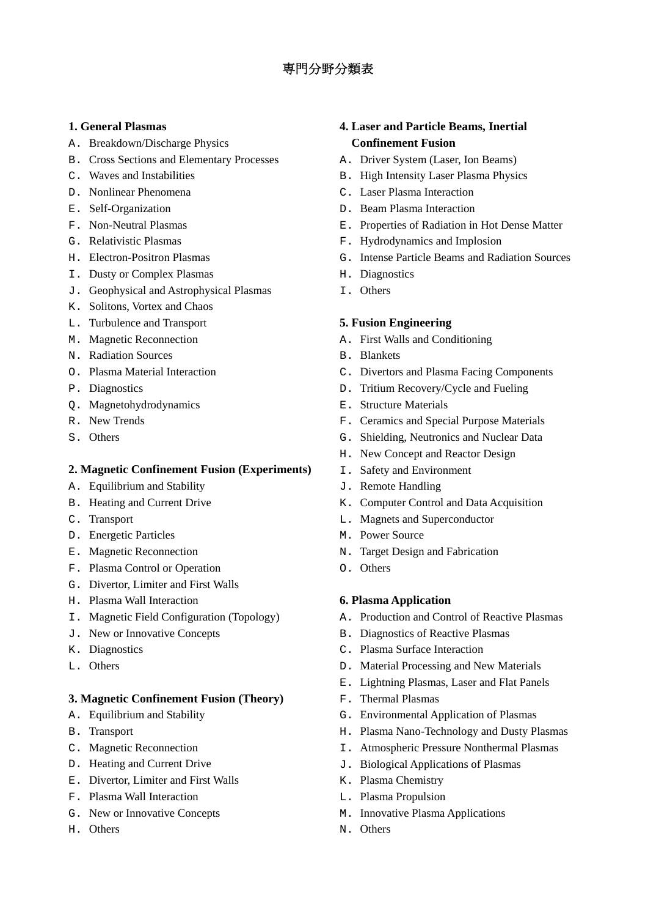# 専門分野分類表

**1. General Plasmas**

Ａ. Breakdown/Discharge Physics
Ｂ. Cross Sections and Elementary Processes
Ｃ. Waves and Instabilities
Ｄ. Nonlinear Phenomena
Ｅ. Self-Organization
Ｆ. Non-Neutral Plasmas
Ｇ. Relativistic Plasmas
Ｈ. Electron-Positron Plasmas
Ｉ. Dusty or Complex Plasmas
Ｊ. Geophysical and Astrophysical Plasmas
Ｋ. Solitons, Vortex and Chaos
Ｌ. Turbulence and Transport
Ｍ. Magnetic Reconnection
Ｎ. Radiation Sources
Ｏ. Plasma Material Interaction
Ｐ. Diagnostics
Ｑ. Magnetohydrodynamics
Ｒ. New Trends
Ｓ. Others

**2. Magnetic Confinement Fusion (Experiments)**

Ａ. Equilibrium and Stability
Ｂ. Heating and Current Drive
Ｃ. Transport
Ｄ. Energetic Particles
Ｅ. Magnetic Reconnection
Ｆ. Plasma Control or Operation
Ｇ. Divertor, Limiter and First Walls
Ｈ. Plasma Wall Interaction
Ｉ. Magnetic Field Configuration (Topology)
Ｊ. New or Innovative Concepts
Ｋ. Diagnostics
Ｌ. Others

**3. Magnetic Confinement Fusion (Theory)**

Ａ. Equilibrium and Stability
Ｂ. Transport
Ｃ. Magnetic Reconnection
Ｄ. Heating and Current Drive
Ｅ. Divertor, Limiter and First Walls
Ｆ. Plasma Wall Interaction
Ｇ. New or Innovative Concepts
Ｈ. Others

**4. Laser and Particle Beams, Inertial Confinement Fusion**

Ａ. Driver System (Laser, Ion Beams)
Ｂ. High Intensity Laser Plasma Physics
Ｃ. Laser Plasma Interaction
Ｄ. Beam Plasma Interaction
Ｅ. Properties of Radiation in Hot Dense Matter
Ｆ. Hydrodynamics and Implosion
Ｇ. Intense Particle Beams and Radiation Sources
Ｈ. Diagnostics
Ｉ. Others

**5. Fusion Engineering**

Ａ. First Walls and Conditioning
Ｂ. Blankets
Ｃ. Divertors and Plasma Facing Components
Ｄ. Tritium Recovery/Cycle and Fueling
Ｅ. Structure Materials
Ｆ. Ceramics and Special Purpose Materials
Ｇ. Shielding, Neutronics and Nuclear Data
Ｈ. New Concept and Reactor Design
Ｉ. Safety and Environment
Ｊ. Remote Handling
Ｋ. Computer Control and Data Acquisition
Ｌ. Magnets and Superconductor
Ｍ. Power Source
Ｎ. Target Design and Fabrication
Ｏ. Others

**6. Plasma Application**

Ａ. Production and Control of Reactive Plasmas
Ｂ. Diagnostics of Reactive Plasmas
Ｃ. Plasma Surface Interaction
Ｄ. Material Processing and New Materials
Ｅ. Lightning Plasmas, Laser and Flat Panels
Ｆ. Thermal Plasmas
Ｇ. Environmental Application of Plasmas
Ｈ. Plasma Nano-Technology and Dusty Plasmas
Ｉ. Atmospheric Pressure Nonthermal Plasmas
Ｊ. Biological Applications of Plasmas
Ｋ. Plasma Chemistry
Ｌ. Plasma Propulsion
Ｍ. Innovative Plasma Applications
Ｎ. Others